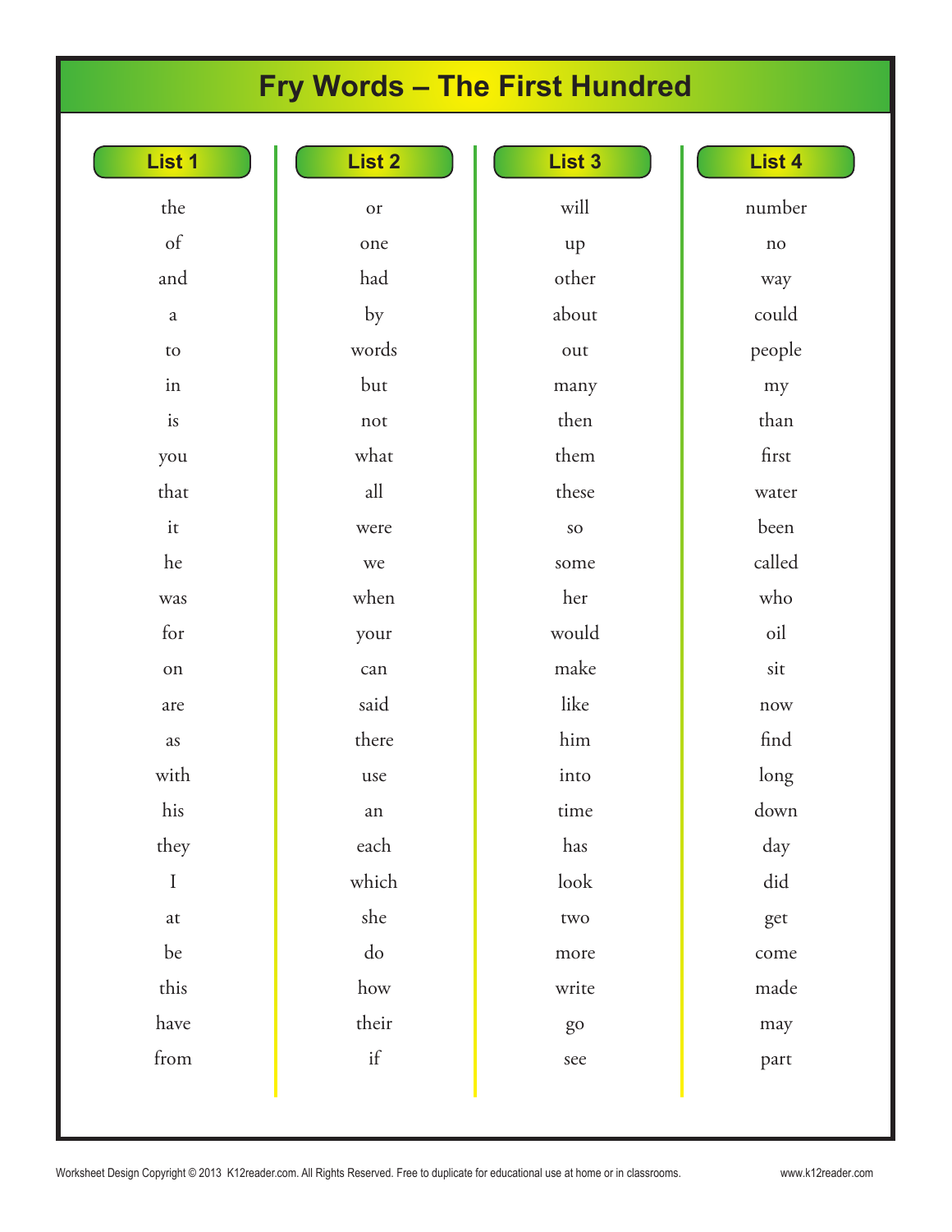# Fry Words – The First Hundred

| List 1 | List 2 | List 3 | List 4 |
|---|---|---|---|
| the | or | will | number |
| of | one | up | no |
| and | had | other | way |
| a | by | about | could |
| to | words | out | people |
| in | but | many | my |
| is | not | then | than |
| you | what | them | first |
| that | all | these | water |
| it | were | so | been |
| he | we | some | called |
| was | when | her | who |
| for | your | would | oil |
| on | can | make | sit |
| are | said | like | now |
| as | there | him | find |
| with | use | into | long |
| his | an | time | down |
| they | each | has | day |
| I | which | look | did |
| at | she | two | get |
| be | do | more | come |
| this | how | write | made |
| have | their | go | may |
| from | if | see | part |

Worksheet Design Copyright © 2013 K12reader.com. All Rights Reserved. Free to duplicate for educational use at home or in classrooms.

www.k12reader.com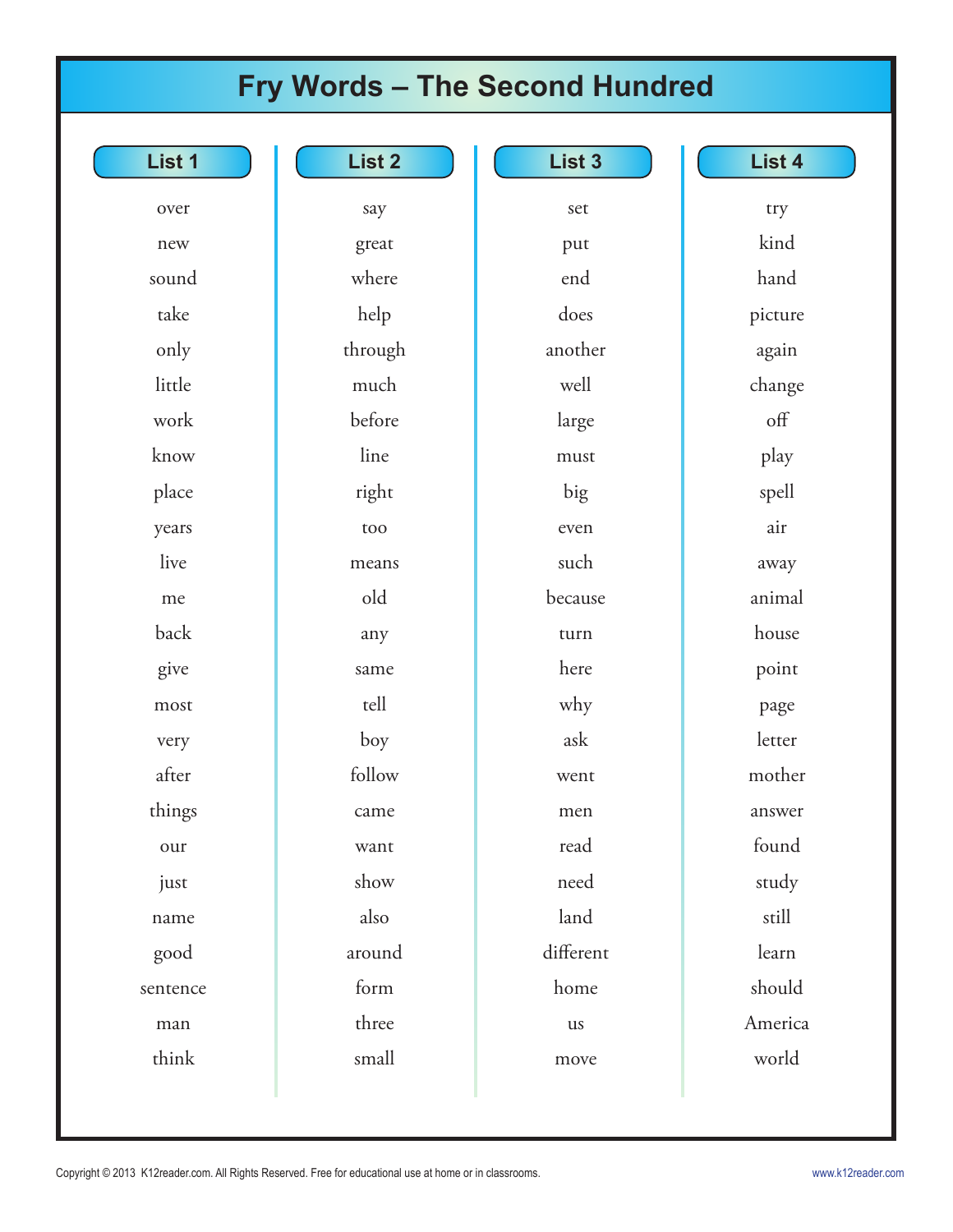# Fry Words – The Second Hundred

| List 1 | List 2 | List 3 | List 4 |
|---|---|---|---|
| over | say | set | try |
| new | great | put | kind |
| sound | where | end | hand |
| take | help | does | picture |
| only | through | another | again |
| little | much | well | change |
| work | before | large | off |
| know | line | must | play |
| place | right | big | spell |
| years | too | even | air |
| live | means | such | away |
| me | old | because | animal |
| back | any | turn | house |
| give | same | here | point |
| most | tell | why | page |
| very | boy | ask | letter |
| after | follow | went | mother |
| things | came | men | answer |
| our | want | read | found |
| just | show | need | study |
| name | also | land | still |
| good | around | different | learn |
| sentence | form | home | should |
| man | three | us | America |
| think | small | move | world |

Copyright © 2013 K12reader.com. All Rights Reserved. Free for educational use at home or in classrooms. www.k12reader.com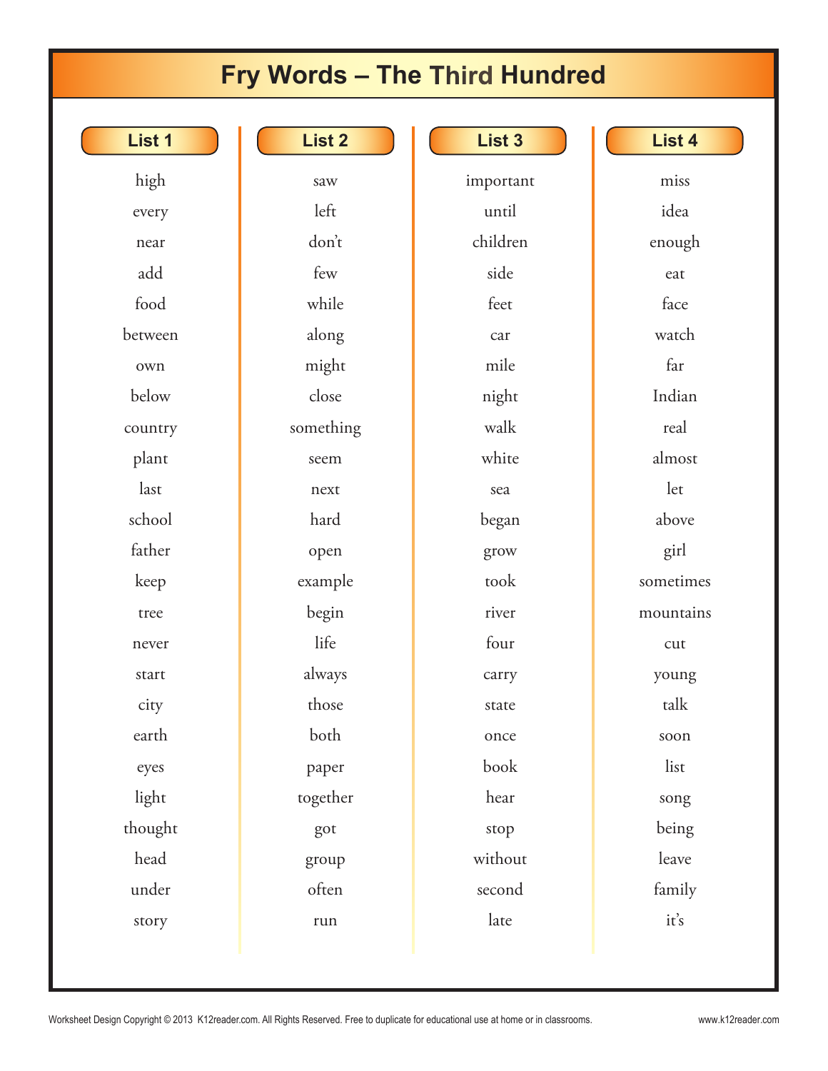# Fry Words – The Third Hundred

| List 1 | List 2 | List 3 | List 4 |
|---|---|---|---|
| high | saw | important | miss |
| every | left | until | idea |
| near | don’t | children | enough |
| add | few | side | eat |
| food | while | feet | face |
| between | along | car | watch |
| own | might | mile | far |
| below | close | night | Indian |
| country | something | walk | real |
| plant | seem | white | almost |
| last | next | sea | let |
| school | hard | began | above |
| father | open | grow | girl |
| keep | example | took | sometimes |
| tree | begin | river | mountains |
| never | life | four | cut |
| start | always | carry | young |
| city | those | state | talk |
| earth | both | once | soon |
| eyes | paper | book | list |
| light | together | hear | song |
| thought | got | stop | being |
| head | group | without | leave |
| under | often | second | family |
| story | run | late | it’s |

Worksheet Design Copyright © 2013 K12reader.com. All Rights Reserved. Free to duplicate for educational use at home or in classrooms. www.k12reader.com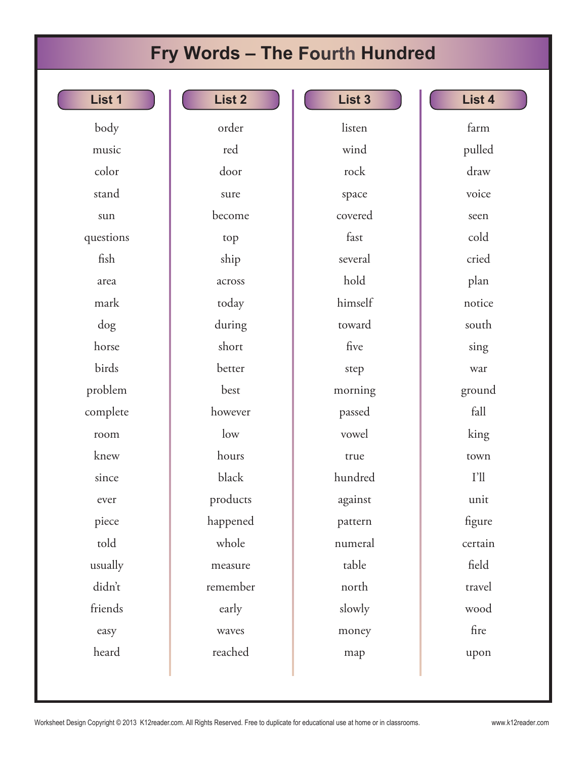# Fry Words – The Fourth Hundred

| List 1 | List 2 | List 3 | List 4 |
|---|---|---|---|
| body | order | listen | farm |
| music | red | wind | pulled |
| color | door | rock | draw |
| stand | sure | space | voice |
| sun | become | covered | seen |
| questions | top | fast | cold |
| fish | ship | several | cried |
| area | across | hold | plan |
| mark | today | himself | notice |
| dog | during | toward | south |
| horse | short | five | sing |
| birds | better | step | war |
| problem | best | morning | ground |
| complete | however | passed | fall |
| room | low | vowel | king |
| knew | hours | true | town |
| since | black | hundred | I'll |
| ever | products | against | unit |
| piece | happened | pattern | figure |
| told | whole | numeral | certain |
| usually | measure | table | field |
| didn't | remember | north | travel |
| friends | early | slowly | wood |
| easy | waves | money | fire |
| heard | reached | map | upon |

Worksheet Design Copyright © 2013 K12reader.com. All Rights Reserved. Free to duplicate for educational use at home or in classrooms. www.k12reader.com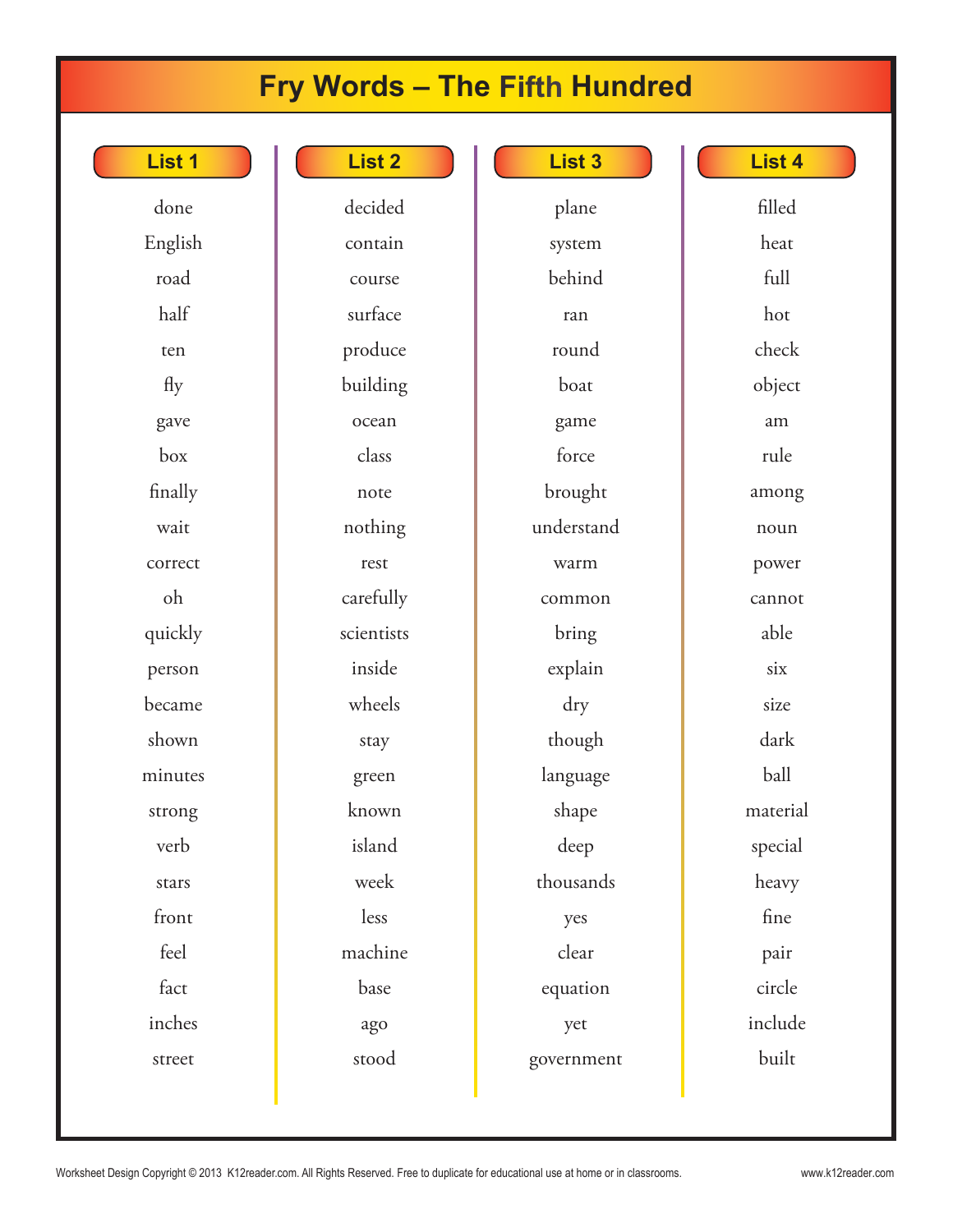# Fry Words – The Fifth Hundred

| List 1 | List 2 | List 3 | List 4 |
|---|---|---|---|
| done | decided | plane | filled |
| English | contain | system | heat |
| road | course | behind | full |
| half | surface | ran | hot |
| ten | produce | round | check |
| fly | building | boat | object |
| gave | ocean | game | am |
| box | class | force | rule |
| finally | note | brought | among |
| wait | nothing | understand | noun |
| correct | rest | warm | power |
| oh | carefully | common | cannot |
| quickly | scientists | bring | able |
| person | inside | explain | six |
| became | wheels | dry | size |
| shown | stay | though | dark |
| minutes | green | language | ball |
| strong | known | shape | material |
| verb | island | deep | special |
| stars | week | thousands | heavy |
| front | less | yes | fine |
| feel | machine | clear | pair |
| fact | base | equation | circle |
| inches | ago | yet | include |
| street | stood | government | built |

Worksheet Design Copyright © 2013 K12reader.com. All Rights Reserved. Free to duplicate for educational use at home or in classrooms. www.k12reader.com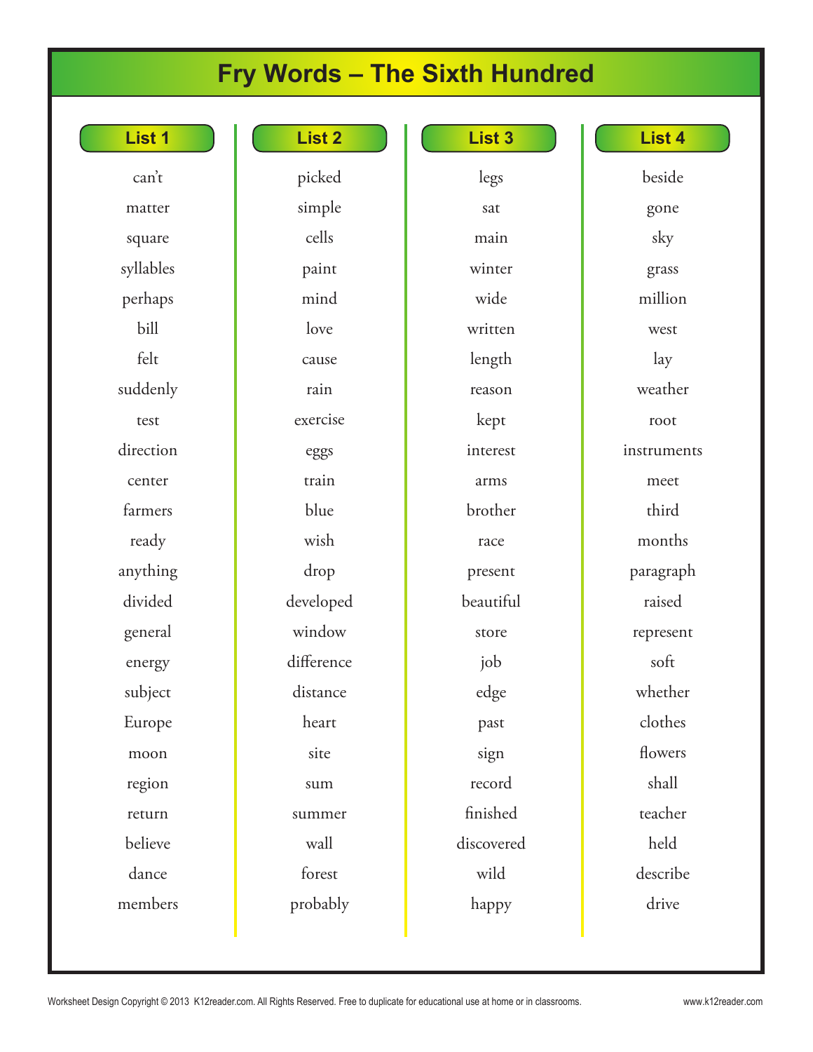# Fry Words – The Sixth Hundred

| List 1 | List 2 | List 3 | List 4 |
|---|---|---|---|
| can't | picked | legs | beside |
| matter | simple | sat | gone |
| square | cells | main | sky |
| syllables | paint | winter | grass |
| perhaps | mind | wide | million |
| bill | love | written | west |
| felt | cause | length | lay |
| suddenly | rain | reason | weather |
| test | exercise | kept | root |
| direction | eggs | interest | instruments |
| center | train | arms | meet |
| farmers | blue | brother | third |
| ready | wish | race | months |
| anything | drop | present | paragraph |
| divided | developed | beautiful | raised |
| general | window | store | represent |
| energy | difference | job | soft |
| subject | distance | edge | whether |
| Europe | heart | past | clothes |
| moon | site | sign | flowers |
| region | sum | record | shall |
| return | summer | finished | teacher |
| believe | wall | discovered | held |
| dance | forest | wild | describe |
| members | probably | happy | drive |

Worksheet Design Copyright © 2013 K12reader.com. All Rights Reserved. Free to duplicate for educational use at home or in classrooms. www.k12reader.com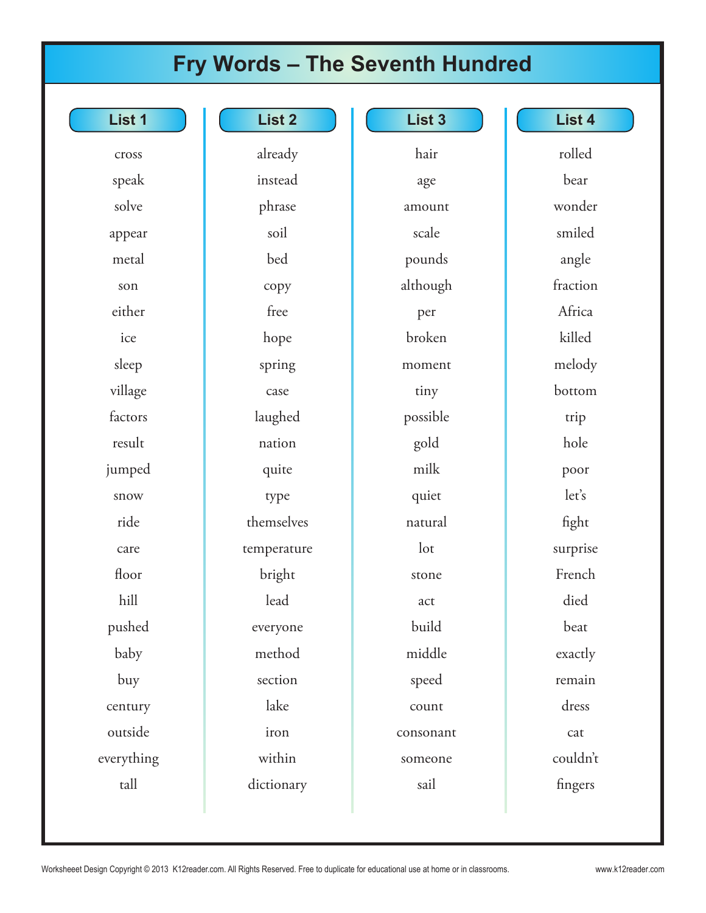# Fry Words – The Seventh Hundred

| List 1 | List 2 | List 3 | List 4 |
| --- | --- | --- | --- |
| cross | already | hair | rolled |
| speak | instead | age | bear |
| solve | phrase | amount | wonder |
| appear | soil | scale | smiled |
| metal | bed | pounds | angle |
| son | copy | although | fraction |
| either | free | per | Africa |
| ice | hope | broken | killed |
| sleep | spring | moment | melody |
| village | case | tiny | bottom |
| factors | laughed | possible | trip |
| result | nation | gold | hole |
| jumped | quite | milk | poor |
| snow | type | quiet | let's |
| ride | themselves | natural | fight |
| care | temperature | lot | surprise |
| floor | bright | stone | French |
| hill | lead | act | died |
| pushed | everyone | build | beat |
| baby | method | middle | exactly |
| buy | section | speed | remain |
| century | lake | count | dress |
| outside | iron | consonant | cat |
| everything | within | someone | couldn't |
| tall | dictionary | sail | fingers |

Worksheeet Design Copyright © 2013 K12reader.com. All Rights Reserved. Free to duplicate for educational use at home or in classrooms. www.k12reader.com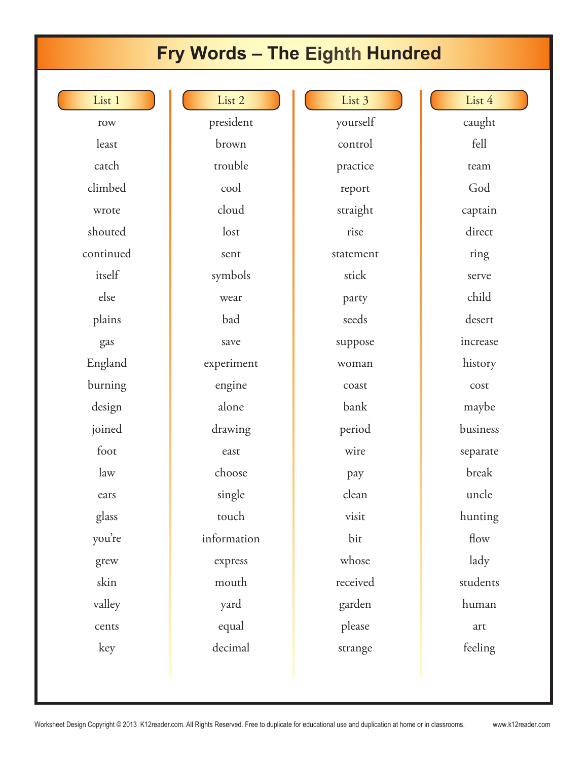# Fry Words – The Eighth Hundred

| List 1 | List 2 | List 3 | List 4 |
|---|---|---|---|
| row | president | yourself | caught |
| least | brown | control | fell |
| catch | trouble | practice | team |
| climbed | cool | report | God |
| wrote | cloud | straight | captain |
| shouted | lost | rise | direct |
| continued | sent | statement | ring |
| itself | symbols | stick | serve |
| else | wear | party | child |
| plains | bad | seeds | desert |
| gas | save | suppose | increase |
| England | experiment | woman | history |
| burning | engine | coast | cost |
| design | alone | bank | maybe |
| joined | drawing | period | business |
| foot | east | wire | separate |
| law | choose | pay | break |
| ears | single | clean | uncle |
| glass | touch | visit | hunting |
| you're | information | bit | flow |
| grew | express | whose | lady |
| skin | mouth | received | students |
| valley | yard | garden | human |
| cents | equal | please | art |
| key | decimal | strange | feeling |

Worksheet Design Copyright © 2013 K12reader.com. All Rights Reserved. Free to duplicate for educational use and duplication at home or in classrooms. www.k12reader.com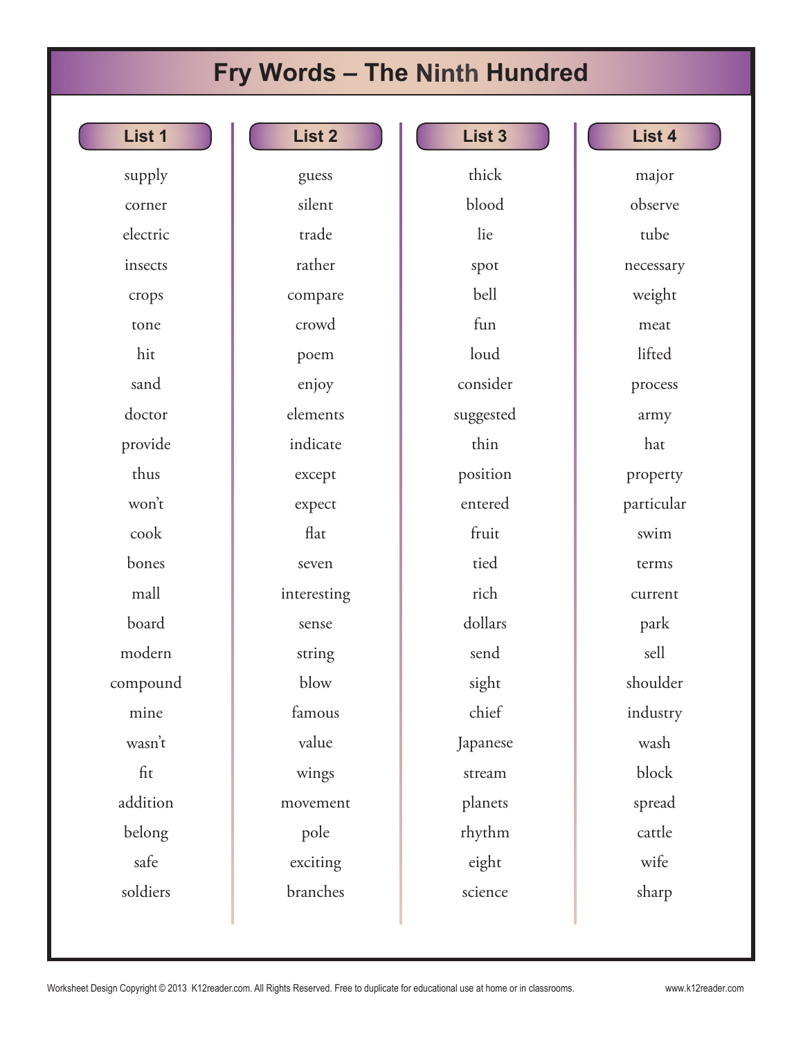# Fry Words – The Ninth Hundred

| List 1 | List 2 | List 3 | List 4 |
|---|---|---|---|
| supply | guess | thick | major |
| corner | silent | blood | observe |
| electric | trade | lie | tube |
| insects | rather | spot | necessary |
| crops | compare | bell | weight |
| tone | crowd | fun | meat |
| hit | poem | loud | lifted |
| sand | enjoy | consider | process |
| doctor | elements | suggested | army |
| provide | indicate | thin | hat |
| thus | except | position | property |
| won't | expect | entered | particular |
| cook | flat | fruit | swim |
| bones | seven | tied | terms |
| mall | interesting | rich | current |
| board | sense | dollars | park |
| modern | string | send | sell |
| compound | blow | sight | shoulder |
| mine | famous | chief | industry |
| wasn't | value | Japanese | wash |
| fit | wings | stream | block |
| addition | movement | planets | spread |
| belong | pole | rhythm | cattle |
| safe | exciting | eight | wife |
| soldiers | branches | science | sharp |

Worksheet Design Copyright © 2013 K12reader.com. All Rights Reserved. Free to duplicate for educational use at home or in classrooms. www.k12reader.com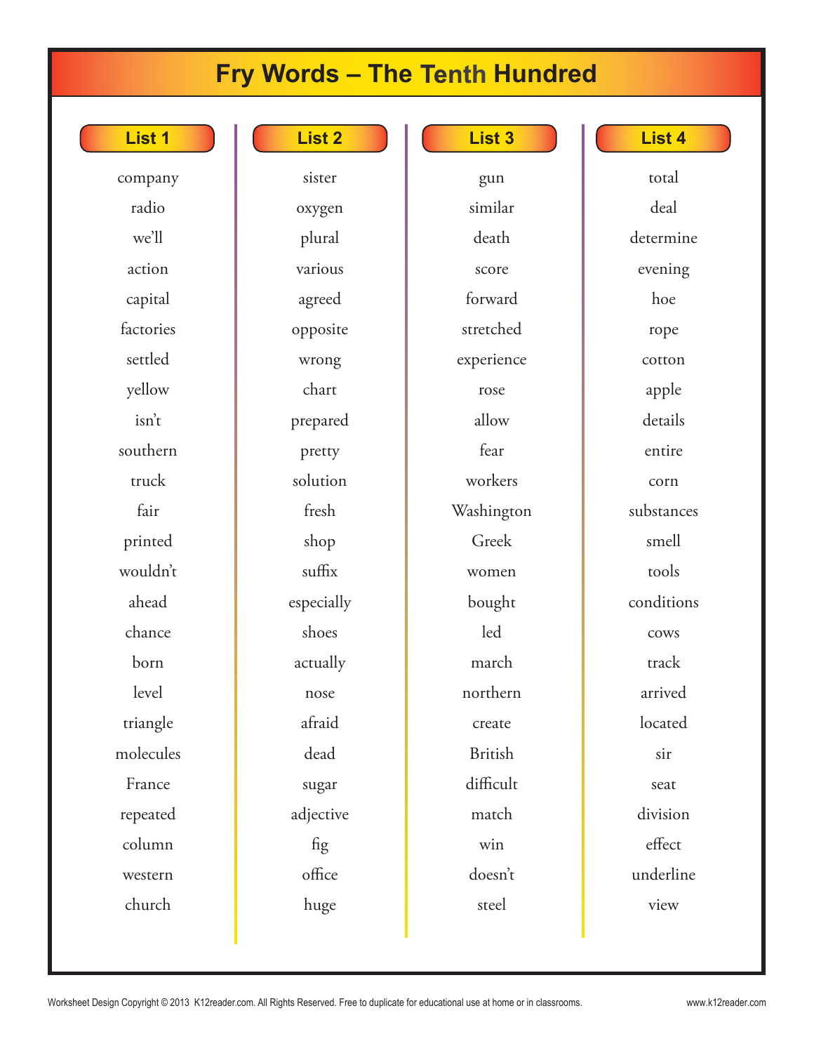# Fry Words – The Tenth Hundred

| List 1 | List 2 | List 3 | List 4 |
|---|---|---|---|
| company | sister | gun | total |
| radio | oxygen | similar | deal |
| we'll | plural | death | determine |
| action | various | score | evening |
| capital | agreed | forward | hoe |
| factories | opposite | stretched | rope |
| settled | wrong | experience | cotton |
| yellow | chart | rose | apple |
| isn't | prepared | allow | details |
| southern | pretty | fear | entire |
| truck | solution | workers | corn |
| fair | fresh | Washington | substances |
| printed | shop | Greek | smell |
| wouldn't | suffix | women | tools |
| ahead | especially | bought | conditions |
| chance | shoes | led | cows |
| born | actually | march | track |
| level | nose | northern | arrived |
| triangle | afraid | create | located |
| molecules | dead | British | sir |
| France | sugar | difficult | seat |
| repeated | adjective | match | division |
| column | fig | win | effect |
| western | office | doesn't | underline |
| church | huge | steel | view |

Worksheet Design Copyright © 2013 K12reader.com. All Rights Reserved. Free to duplicate for educational use at home or in classrooms. www.k12reader.com